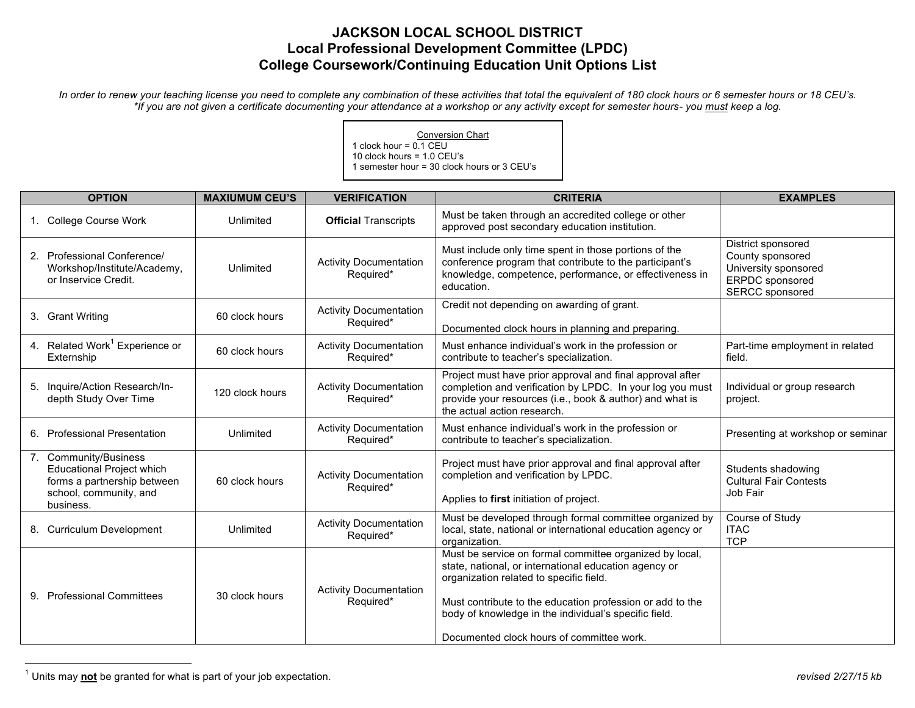# JACKSON LOCAL SCHOOL DISTRICT
## Local Professional Development Committee (LPDC)
## College Coursework/Continuing Education Unit Options List

*In order to renew your teaching license you need to complete any combination of these activities that total the equivalent of 180 clock hours or 6 semester hours or 18 CEU's.*
*\*If you are not given a certificate documenting your attendance at a workshop or any activity except for semester hours- you must keep a log.*

Conversion Chart
1 clock hour = 0.1 CEU
10 clock hours = 1.0 CEU's
1 semester hour = 30 clock hours or 3 CEU's

| OPTION | MAXIUMUM CEU'S | VERIFICATION | CRITERIA | EXAMPLES |
|---|---|---|---|---|
| 1. College Course Work | Unlimited | **Official** Transcripts | Must be taken through an accredited college or other approved post secondary education institution. | |
| 2. Professional Conference/ Workshop/Institute/Academy, or Inservice Credit. | Unlimited | Activity Documentation Required* | Must include only time spent in those portions of the conference program that contribute to the participant's knowledge, competence, performance, or effectiveness in education. | District sponsored<br>County sponsored<br>University sponsored<br>ERPDC sponsored<br>SERCC sponsored |
| 3. Grant Writing | 60 clock hours | Activity Documentation Required* | Credit not depending on awarding of grant.<br><br>Documented clock hours in planning and preparing. | |
| 4. Related Work[1] Experience or Externship | 60 clock hours | Activity Documentation Required* | Must enhance individual's work in the profession or contribute to teacher's specialization. | Part-time employment in related field. |
| 5. Inquire/Action Research/In-depth Study Over Time | 120 clock hours | Activity Documentation Required* | Project must have prior approval and final approval after completion and verification by LPDC. In your log you must provide your resources (i.e., book & author) and what is the actual action research. | Individual or group research project. |
| 6. Professional Presentation | Unlimited | Activity Documentation Required* | Must enhance individual's work in the profession or contribute to teacher's specialization. | Presenting at workshop or seminar |
| 7. Community/Business Educational Project which forms a partnership between school, community, and business. | 60 clock hours | Activity Documentation Required* | Project must have prior approval and final approval after completion and verification by LPDC.<br><br>Applies to **first** initiation of project. | Students shadowing<br>Cultural Fair Contests<br>Job Fair |
| 8. Curriculum Development | Unlimited | Activity Documentation Required* | Must be developed through formal committee organized by local, state, national or international education agency or organization. | Course of Study<br>ITAC<br>TCP |
| 9. Professional Committees | 30 clock hours | Activity Documentation Required* | Must be service on formal committee organized by local, state, national, or international education agency or organization related to specific field.<br><br>Must contribute to the education profession or add to the body of knowledge in the individual's specific field.<br><br>Documented clock hours of committee work. | |

[1] Units may **not** be granted for what is part of your job expectation.

*revised 2/27/15 kb*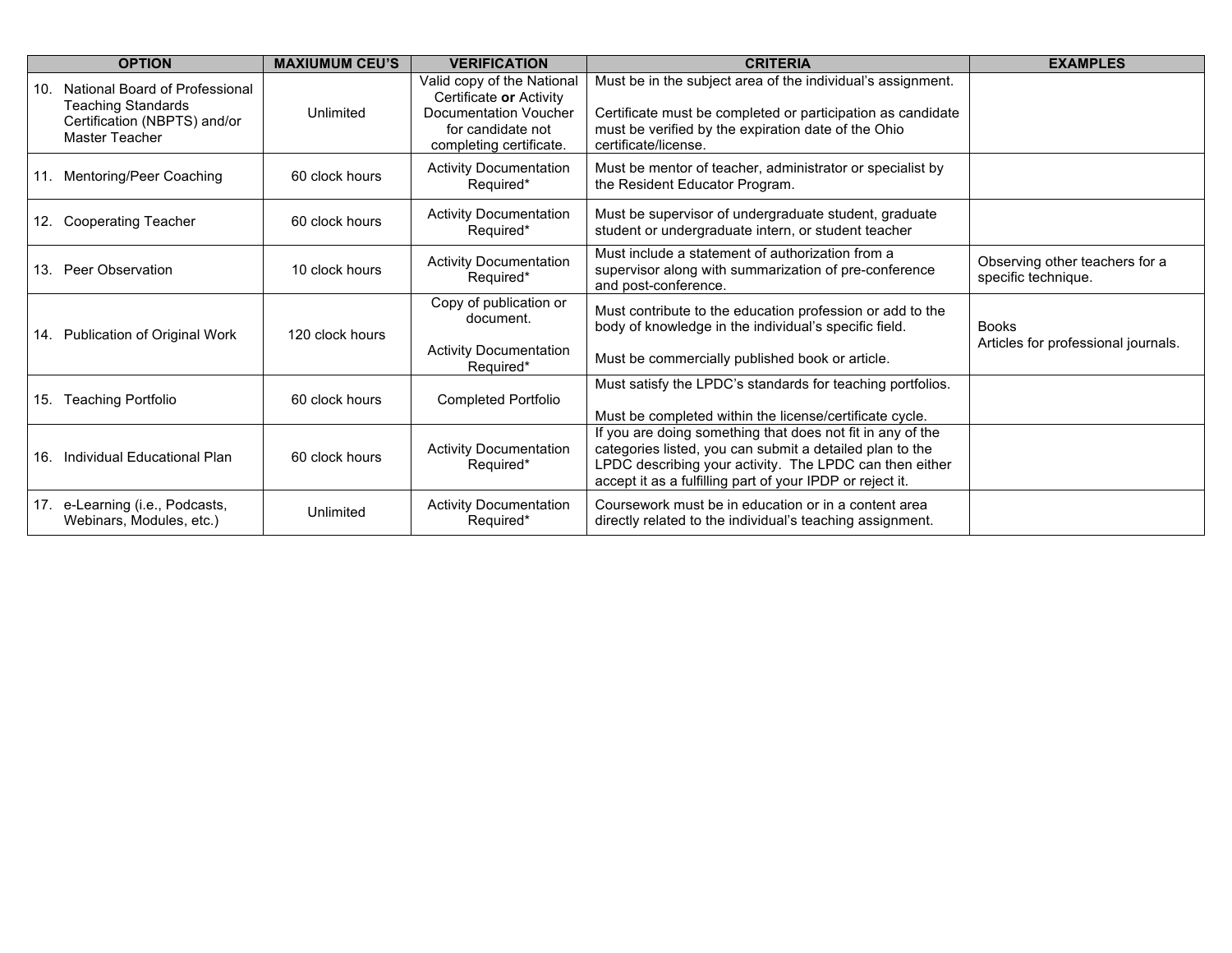| OPTION | MAXIUMUM CEU'S | VERIFICATION | CRITERIA | EXAMPLES |
|---|---|---|---|---|
| 10. National Board of Professional Teaching Standards Certification (NBPTS) and/or Master Teacher | Unlimited | Valid copy of the National Certificate **or** Activity Documentation Voucher for candidate not completing certificate. | Must be in the subject area of the individual's assignment.<br><br>Certificate must be completed or participation as candidate must be verified by the expiration date of the Ohio certificate/license. | |
| 11. Mentoring/Peer Coaching | 60 clock hours | Activity Documentation Required* | Must be mentor of teacher, administrator or specialist by the Resident Educator Program. | |
| 12. Cooperating Teacher | 60 clock hours | Activity Documentation Required* | Must be supervisor of undergraduate student, graduate student or undergraduate intern, or student teacher | |
| 13. Peer Observation | 10 clock hours | Activity Documentation Required* | Must include a statement of authorization from a supervisor along with summarization of pre-conference and post-conference. | Observing other teachers for a specific technique. |
| 14. Publication of Original Work | 120 clock hours | Copy of publication or document.<br><br>Activity Documentation Required* | Must contribute to the education profession or add to the body of knowledge in the individual's specific field.<br><br>Must be commercially published book or article. | Books<br>Articles for professional journals. |
| 15. Teaching Portfolio | 60 clock hours | Completed Portfolio | Must satisfy the LPDC's standards for teaching portfolios.<br><br>Must be completed within the license/certificate cycle. | |
| 16. Individual Educational Plan | 60 clock hours | Activity Documentation Required* | If you are doing something that does not fit in any of the categories listed, you can submit a detailed plan to the LPDC describing your activity. The LPDC can then either accept it as a fulfilling part of your IPDP or reject it. | |
| 17. e-Learning (i.e., Podcasts, Webinars, Modules, etc.) | Unlimited | Activity Documentation Required* | Coursework must be in education or in a content area directly related to the individual's teaching assignment. | |